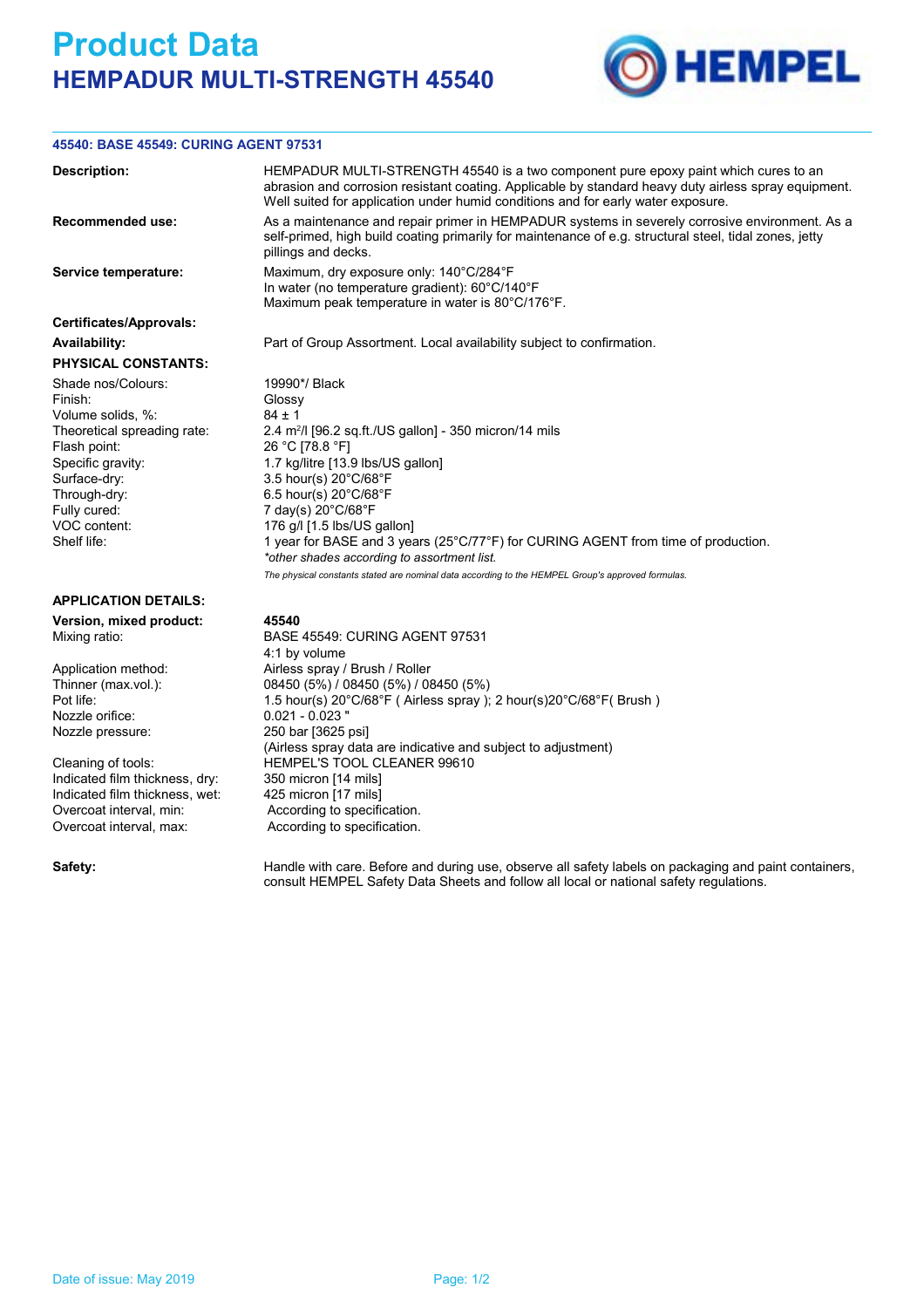# Product Data

## HEMPADUR MULTI-STRENGTH 45540

**45540: BASE 45549: CURING AGENT 97531**

| | |
|---|---|
| **Description:** | HEMPADUR MULTI-STRENGTH 45540 is a two component pure epoxy paint which cures to an abrasion and corrosion resistant coating. Applicable by standard heavy duty airless spray equipment. Well suited for application under humid conditions and for early water exposure. |
| **Recommended use:** | As a maintenance and repair primer in HEMPADUR systems in severely corrosive environment. As a self-primed, high build coating primarily for maintenance of e.g. structural steel, tidal zones, jetty pillings and decks. |
| **Service temperature:** | Maximum, dry exposure only: 140°C/284°F<br>In water (no temperature gradient): 60°C/140°F<br>Maximum peak temperature in water is 80°C/176°F. |
| **Certificates/Approvals:** | |
| **Availability:** | Part of Group Assortment. Local availability subject to confirmation. |

**PHYSICAL CONSTANTS:**

| | |
|---|---|
| Shade nos/Colours: | 19990*/ Black |
| Finish: | Glossy |
| Volume solids, %: | 84 ± 1 |
| Theoretical spreading rate: | 2.4 $m^2$/l [96.2 sq.ft./US gallon] - 350 micron/14 mils |
| Flash point: | 26 °C [78.8 °F] |
| Specific gravity: | 1.7 kg/litre [13.9 lbs/US gallon] |
| Surface-dry: | 3.5 hour(s) 20°C/68°F |
| Through-dry: | 6.5 hour(s) 20°C/68°F |
| Fully cured: | 7 day(s) 20°C/68°F |
| VOC content: | 176 g/l [1.5 lbs/US gallon] |
| Shelf life: | 1 year for BASE and 3 years (25°C/77°F) for CURING AGENT from time of production. |

*\*other shades according to assortment list.*

*The physical constants stated are nominal data according to the HEMPEL Group's approved formulas.*

**APPLICATION DETAILS:**

| | |
|---|---|
| **Version, mixed product:** | **45540** |
| Mixing ratio: | BASE 45549: CURING AGENT 97531<br>4:1 by volume |
| Application method: | Airless spray / Brush / Roller |
| Thinner (max.vol.): | 08450 (5%) / 08450 (5%) / 08450 (5%) |
| Pot life: | 1.5 hour(s) 20°C/68°F ( Airless spray ); 2 hour(s)20°C/68°F( Brush ) |
| Nozzle orifice: | 0.021 - 0.023 " |
| Nozzle pressure: | 250 bar [3625 psi]<br>(Airless spray data are indicative and subject to adjustment) |
| Cleaning of tools: | HEMPEL'S TOOL CLEANER 99610 |
| Indicated film thickness, dry: | 350 micron [14 mils] |
| Indicated film thickness, wet: | 425 micron [17 mils] |
| Overcoat interval, min: | According to specification. |
| Overcoat interval, max: | According to specification. |

| | |
|---|---|
| **Safety:** | Handle with care. Before and during use, observe all safety labels on packaging and paint containers, consult HEMPEL Safety Data Sheets and follow all local or national safety regulations. |

Date of issue: May 2019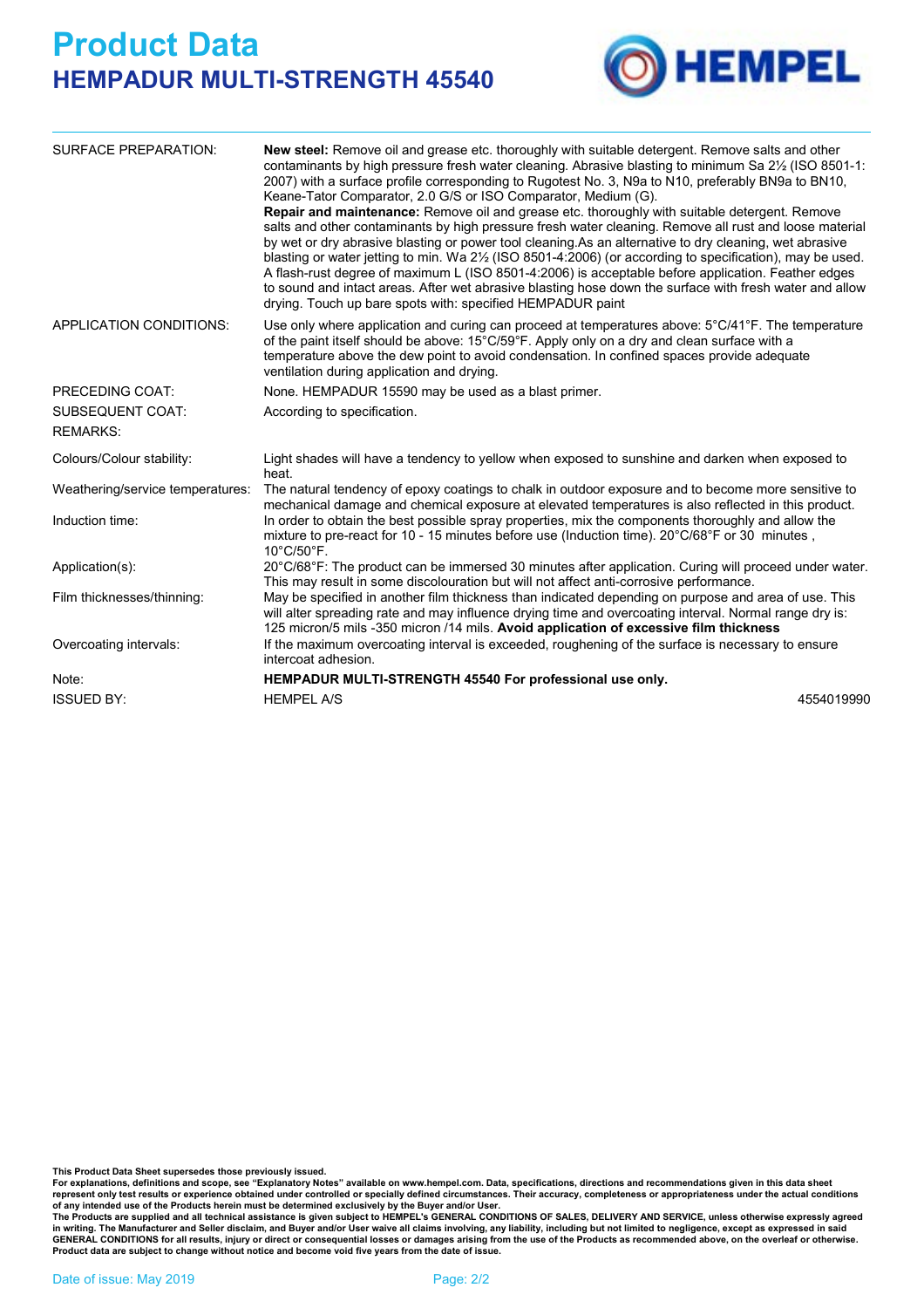# Product Data
## HEMPADUR MULTI-STRENGTH 45540

| | |
|---|---|
| SURFACE PREPARATION: | **New steel:** Remove oil and grease etc. thoroughly with suitable detergent. Remove salts and other contaminants by high pressure fresh water cleaning. Abrasive blasting to minimum Sa 2½ (ISO 8501-1: 2007) with a surface profile corresponding to Rugotest No. 3, N9a to N10, preferably BN9a to BN10, Keane-Tator Comparator, 2.0 G/S or ISO Comparator, Medium (G). **Repair and maintenance:** Remove oil and grease etc. thoroughly with suitable detergent. Remove salts and other contaminants by high pressure fresh water cleaning. Remove all rust and loose material by wet or dry abrasive blasting or power tool cleaning.As an alternative to dry cleaning, wet abrasive blasting or water jetting to min. Wa 2½ (ISO 8501-4:2006) (or according to specification), may be used. A flash-rust degree of maximum L (ISO 8501-4:2006) is acceptable before application. Feather edges to sound and intact areas. After wet abrasive blasting hose down the surface with fresh water and allow drying. Touch up bare spots with: specified HEMPADUR paint |
| APPLICATION CONDITIONS: | Use only where application and curing can proceed at temperatures above: 5°C/41°F. The temperature of the paint itself should be above: 15°C/59°F. Apply only on a dry and clean surface with a temperature above the dew point to avoid condensation. In confined spaces provide adequate ventilation during application and drying. |
| PRECEDING COAT: | None. HEMPADUR 15590 may be used as a blast primer. |
| SUBSEQUENT COAT: | According to specification. |
| REMARKS: | |
| Colours/Colour stability: | Light shades will have a tendency to yellow when exposed to sunshine and darken when exposed to heat. |
| Weathering/service temperatures: | The natural tendency of epoxy coatings to chalk in outdoor exposure and to become more sensitive to mechanical damage and chemical exposure at elevated temperatures is also reflected in this product. |
| Induction time: | In order to obtain the best possible spray properties, mix the components thoroughly and allow the mixture to pre-react for 10 - 15 minutes before use (Induction time). 20°C/68°F or 30 minutes , 10°C/50°F. |
| Application(s): | 20°C/68°F: The product can be immersed 30 minutes after application. Curing will proceed under water. This may result in some discolouration but will not affect anti-corrosive performance. |
| Film thicknesses/thinning: | May be specified in another film thickness than indicated depending on purpose and area of use. This will alter spreading rate and may influence drying time and overcoating interval. Normal range dry is: 125 micron/5 mils -350 micron /14 mils. **Avoid application of excessive film thickness** |
| Overcoating intervals: | If the maximum overcoating interval is exceeded, roughening of the surface is necessary to ensure intercoat adhesion. |
| Note: | **HEMPADUR MULTI-STRENGTH 45540 For professional use only.** |
| ISSUED BY: | HEMPEL A/S 4554019990 |

**This Product Data Sheet supersedes those previously issued.**
**For explanations, definitions and scope, see "Explanatory Notes" available on www.hempel.com. Data, specifications, directions and recommendations given in this data sheet represent only test results or experience obtained under controlled or specially defined circumstances. Their accuracy, completeness or appropriateness under the actual conditions of any intended use of the Products herein must be determined exclusively by the Buyer and/or User.**
**The Products are supplied and all technical assistance is given subject to HEMPEL's GENERAL CONDITIONS OF SALES, DELIVERY AND SERVICE, unless otherwise expressly agreed in writing. The Manufacturer and Seller disclaim, and Buyer and/or User waive all claims involving, any liability, including but not limited to negligence, except as expressed in said GENERAL CONDITIONS for all results, injury or direct or consequential losses or damages arising from the use of the Products as recommended above, on the overleaf or otherwise. Product data are subject to change without notice and become void five years from the date of issue.**

Date of issue: May 2019